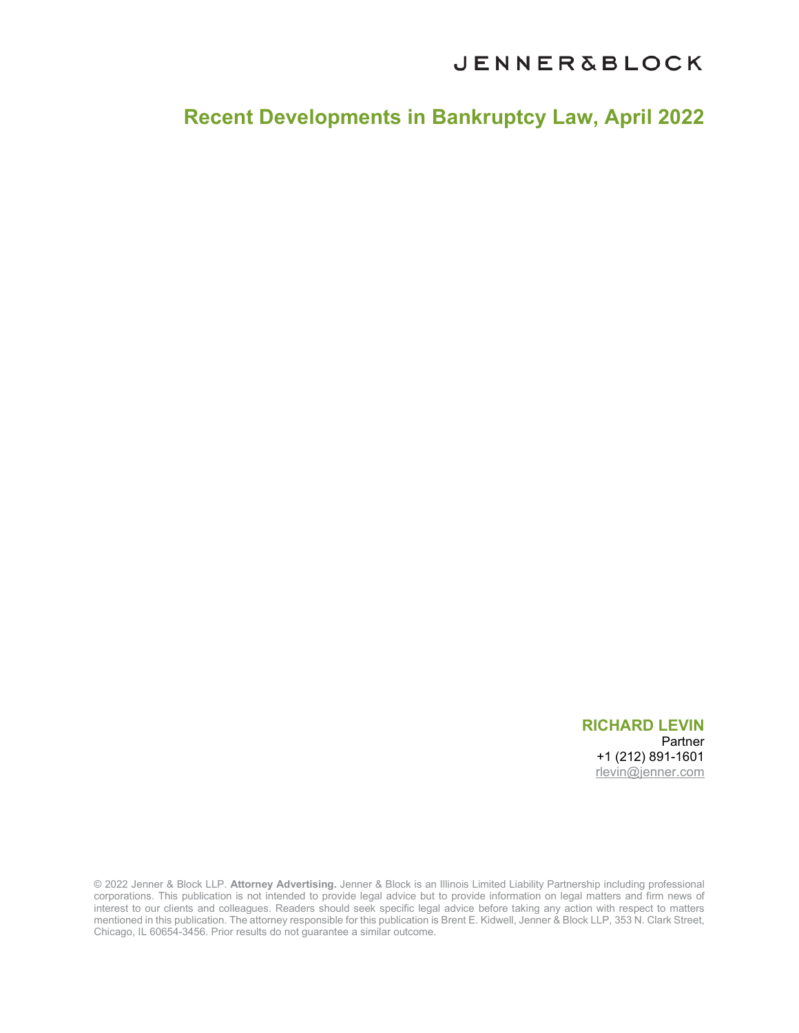JENNER&BLOCK

# Recent Developments in Bankruptcy Law, April 2022

**RICHARD LEVIN**
Partner
+1 (212) 891-1601
rlevin@jenner.com

© 2022 Jenner & Block LLP. **Attorney Advertising.** Jenner & Block is an Illinois Limited Liability Partnership including professional corporations. This publication is not intended to provide legal advice but to provide information on legal matters and firm news of interest to our clients and colleagues. Readers should seek specific legal advice before taking any action with respect to matters mentioned in this publication. The attorney responsible for this publication is Brent E. Kidwell, Jenner & Block LLP, 353 N. Clark Street, Chicago, IL 60654-3456. Prior results do not guarantee a similar outcome.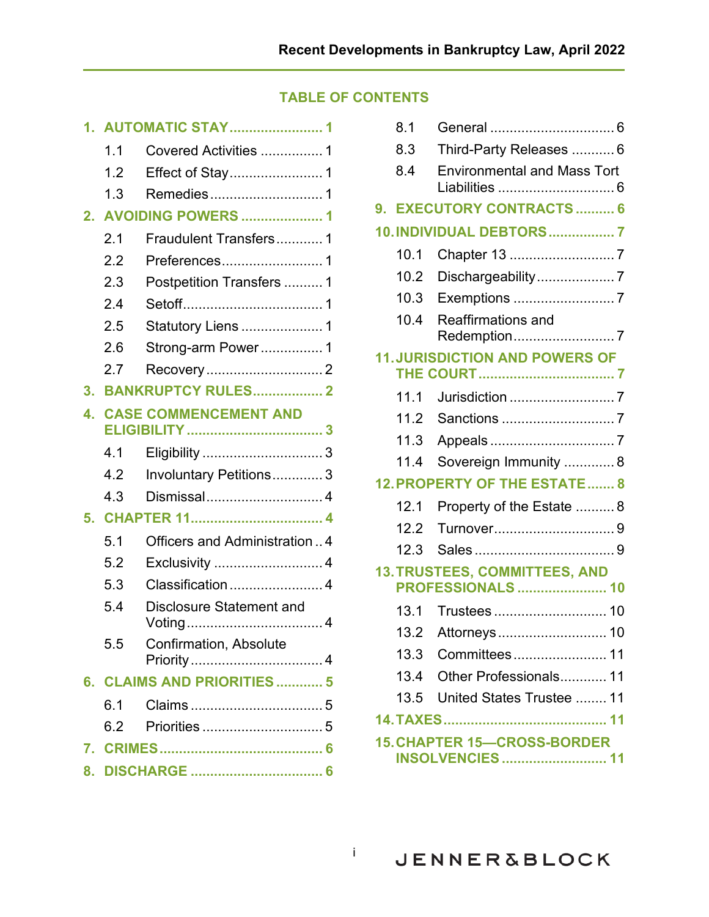## TABLE OF CONTENTS

1. AUTOMATIC STAY ........ 1
   - 1.1 Covered Activities ........ 1
   - 1.2 Effect of Stay ........ 1
   - 1.3 Remedies ........ 1
2. AVOIDING POWERS ........ 1
   - 2.1 Fraudulent Transfers ........ 1
   - 2.2 Preferences ........ 1
   - 2.3 Postpetition Transfers ........ 1
   - 2.4 Setoff ........ 1
   - 2.5 Statutory Liens ........ 1
   - 2.6 Strong-arm Power ........ 1
   - 2.7 Recovery ........ 2
3. BANKRUPTCY RULES ........ 2
4. CASE COMMENCEMENT AND ELIGIBILITY ........ 3
   - 4.1 Eligibility ........ 3
   - 4.2 Involuntary Petitions ........ 3
   - 4.3 Dismissal ........ 4
5. CHAPTER 11 ........ 4
   - 5.1 Officers and Administration ........ 4
   - 5.2 Exclusivity ........ 4
   - 5.3 Classification ........ 4
   - 5.4 Disclosure Statement and Voting ........ 4
   - 5.5 Confirmation, Absolute Priority ........ 4
6. CLAIMS AND PRIORITIES ........ 5
   - 6.1 Claims ........ 5
   - 6.2 Priorities ........ 5
7. CRIMES ........ 6
8. DISCHARGE ........ 6
   - 8.1 General ........ 6
   - 8.3 Third-Party Releases ........ 6
   - 8.4 Environmental and Mass Tort Liabilities ........ 6
9. EXECUTORY CONTRACTS ........ 6
10. INDIVIDUAL DEBTORS ........ 7
    - 10.1 Chapter 13 ........ 7
    - 10.2 Dischargeability ........ 7
    - 10.3 Exemptions ........ 7
    - 10.4 Reaffirmations and Redemption ........ 7
11. JURISDICTION AND POWERS OF THE COURT ........ 7
    - 11.1 Jurisdiction ........ 7
    - 11.2 Sanctions ........ 7
    - 11.3 Appeals ........ 7
    - 11.4 Sovereign Immunity ........ 8
12. PROPERTY OF THE ESTATE ........ 8
    - 12.1 Property of the Estate ........ 8
    - 12.2 Turnover ........ 9
    - 12.3 Sales ........ 9
13. TRUSTEES, COMMITTEES, AND PROFESSIONALS ........ 10
    - 13.1 Trustees ........ 10
    - 13.2 Attorneys ........ 10
    - 13.3 Committees ........ 11
    - 13.4 Other Professionals ........ 11
    - 13.5 United States Trustee ........ 11
14. TAXES ........ 11
15. CHAPTER 15—CROSS-BORDER INSOLVENCIES ........ 11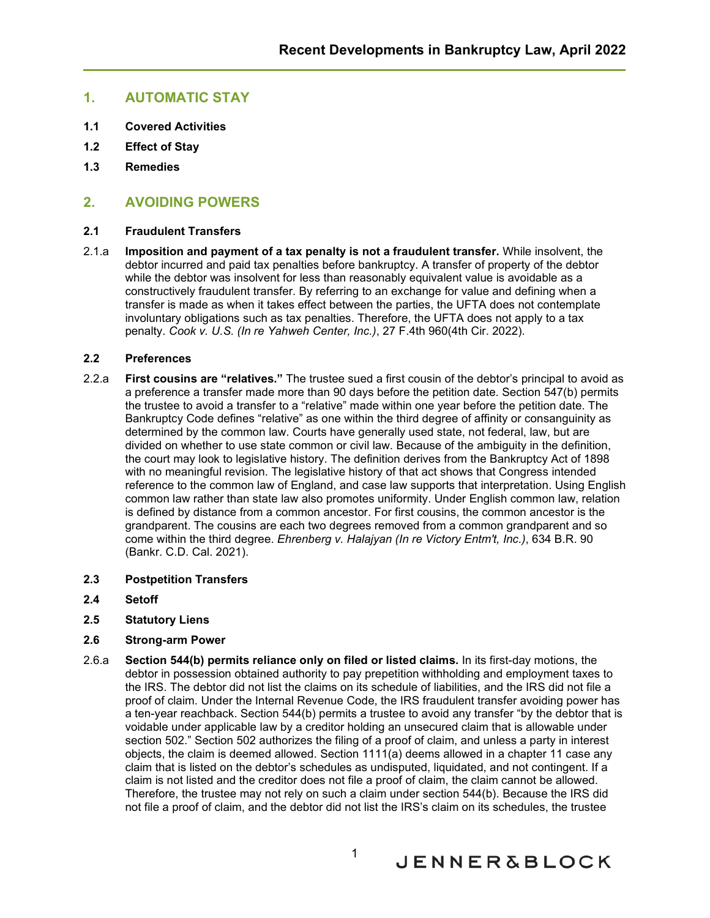## 1. AUTOMATIC STAY

**1.1 Covered Activities**

**1.2 Effect of Stay**

**1.3 Remedies**

## 2. AVOIDING POWERS

### 2.1 Fraudulent Transfers

2.1.a **Imposition and payment of a tax penalty is not a fraudulent transfer.** While insolvent, the debtor incurred and paid tax penalties before bankruptcy. A transfer of property of the debtor while the debtor was insolvent for less than reasonably equivalent value is avoidable as a constructively fraudulent transfer. By referring to an exchange for value and defining when a transfer is made as when it takes effect between the parties, the UFTA does not contemplate involuntary obligations such as tax penalties. Therefore, the UFTA does not apply to a tax penalty. *Cook v. U.S. (In re Yahweh Center, Inc.)*, 27 F.4th 960(4th Cir. 2022).

### 2.2 Preferences

2.2.a **First cousins are "relatives."** The trustee sued a first cousin of the debtor's principal to avoid as a preference a transfer made more than 90 days before the petition date. Section 547(b) permits the trustee to avoid a transfer to a "relative" made within one year before the petition date. The Bankruptcy Code defines "relative" as one within the third degree of affinity or consanguinity as determined by the common law. Courts have generally used state, not federal, law, but are divided on whether to use state common or civil law. Because of the ambiguity in the definition, the court may look to legislative history. The definition derives from the Bankruptcy Act of 1898 with no meaningful revision. The legislative history of that act shows that Congress intended reference to the common law of England, and case law supports that interpretation. Using English common law rather than state law also promotes uniformity. Under English common law, relation is defined by distance from a common ancestor. For first cousins, the common ancestor is the grandparent. The cousins are each two degrees removed from a common grandparent and so come within the third degree. *Ehrenberg v. Halajyan (In re Victory Entm't, Inc.)*, 634 B.R. 90 (Bankr. C.D. Cal. 2021).

### 2.3 Postpetition Transfers

### 2.4 Setoff

### 2.5 Statutory Liens

### 2.6 Strong-arm Power

2.6.a **Section 544(b) permits reliance only on filed or listed claims.** In its first-day motions, the debtor in possession obtained authority to pay prepetition withholding and employment taxes to the IRS. The debtor did not list the claims on its schedule of liabilities, and the IRS did not file a proof of claim. Under the Internal Revenue Code, the IRS fraudulent transfer avoiding power has a ten-year reachback. Section 544(b) permits a trustee to avoid any transfer "by the debtor that is voidable under applicable law by a creditor holding an unsecured claim that is allowable under section 502." Section 502 authorizes the filing of a proof of claim, and unless a party in interest objects, the claim is deemed allowed. Section 1111(a) deems allowed in a chapter 11 case any claim that is listed on the debtor's schedules as undisputed, liquidated, and not contingent. If a claim is not listed and the creditor does not file a proof of claim, the claim cannot be allowed. Therefore, the trustee may not rely on such a claim under section 544(b). Because the IRS did not file a proof of claim, and the debtor did not list the IRS's claim on its schedules, the trustee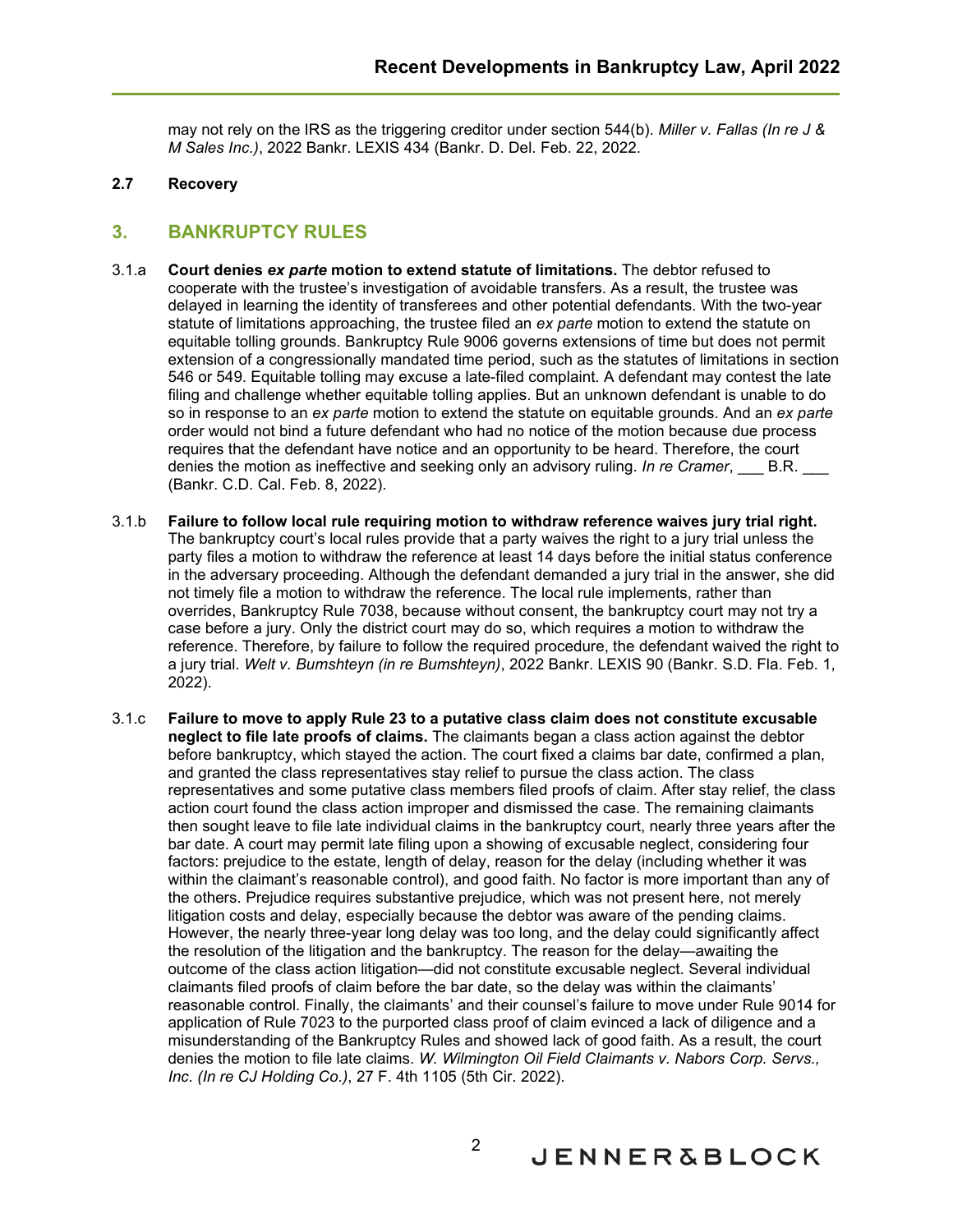may not rely on the IRS as the triggering creditor under section 544(b). *Miller v. Fallas (In re J & M Sales Inc.)*, 2022 Bankr. LEXIS 434 (Bankr. D. Del. Feb. 22, 2022.

**2.7 Recovery**

## 3. BANKRUPTCY RULES

3.1.a **Court denies *ex parte* motion to extend statute of limitations.** The debtor refused to cooperate with the trustee's investigation of avoidable transfers. As a result, the trustee was delayed in learning the identity of transferees and other potential defendants. With the two-year statute of limitations approaching, the trustee filed an *ex parte* motion to extend the statute on equitable tolling grounds. Bankruptcy Rule 9006 governs extensions of time but does not permit extension of a congressionally mandated time period, such as the statutes of limitations in section 546 or 549. Equitable tolling may excuse a late-filed complaint. A defendant may contest the late filing and challenge whether equitable tolling applies. But an unknown defendant is unable to do so in response to an *ex parte* motion to extend the statute on equitable grounds. And an *ex parte* order would not bind a future defendant who had no notice of the motion because due process requires that the defendant have notice and an opportunity to be heard. Therefore, the court denies the motion as ineffective and seeking only an advisory ruling. *In re Cramer*, ___ B.R. ___ (Bankr. C.D. Cal. Feb. 8, 2022).

3.1.b **Failure to follow local rule requiring motion to withdraw reference waives jury trial right.** The bankruptcy court's local rules provide that a party waives the right to a jury trial unless the party files a motion to withdraw the reference at least 14 days before the initial status conference in the adversary proceeding. Although the defendant demanded a jury trial in the answer, she did not timely file a motion to withdraw the reference. The local rule implements, rather than overrides, Bankruptcy Rule 7038, because without consent, the bankruptcy court may not try a case before a jury. Only the district court may do so, which requires a motion to withdraw the reference. Therefore, by failure to follow the required procedure, the defendant waived the right to a jury trial. *Welt v. Bumshteyn (in re Bumshteyn)*, 2022 Bankr. LEXIS 90 (Bankr. S.D. Fla. Feb. 1, 2022).

3.1.c **Failure to move to apply Rule 23 to a putative class claim does not constitute excusable neglect to file late proofs of claims.** The claimants began a class action against the debtor before bankruptcy, which stayed the action. The court fixed a claims bar date, confirmed a plan, and granted the class representatives stay relief to pursue the class action. The class representatives and some putative class members filed proofs of claim. After stay relief, the class action court found the class action improper and dismissed the case. The remaining claimants then sought leave to file late individual claims in the bankruptcy court, nearly three years after the bar date. A court may permit late filing upon a showing of excusable neglect, considering four factors: prejudice to the estate, length of delay, reason for the delay (including whether it was within the claimant's reasonable control), and good faith. No factor is more important than any of the others. Prejudice requires substantive prejudice, which was not present here, not merely litigation costs and delay, especially because the debtor was aware of the pending claims. However, the nearly three-year long delay was too long, and the delay could significantly affect the resolution of the litigation and the bankruptcy. The reason for the delay—awaiting the outcome of the class action litigation—did not constitute excusable neglect. Several individual claimants filed proofs of claim before the bar date, so the delay was within the claimants' reasonable control. Finally, the claimants' and their counsel's failure to move under Rule 9014 for application of Rule 7023 to the purported class proof of claim evinced a lack of diligence and a misunderstanding of the Bankruptcy Rules and showed lack of good faith. As a result, the court denies the motion to file late claims. *W. Wilmington Oil Field Claimants v. Nabors Corp. Servs., Inc. (In re CJ Holding Co.)*, 27 F. 4th 1105 (5th Cir. 2022).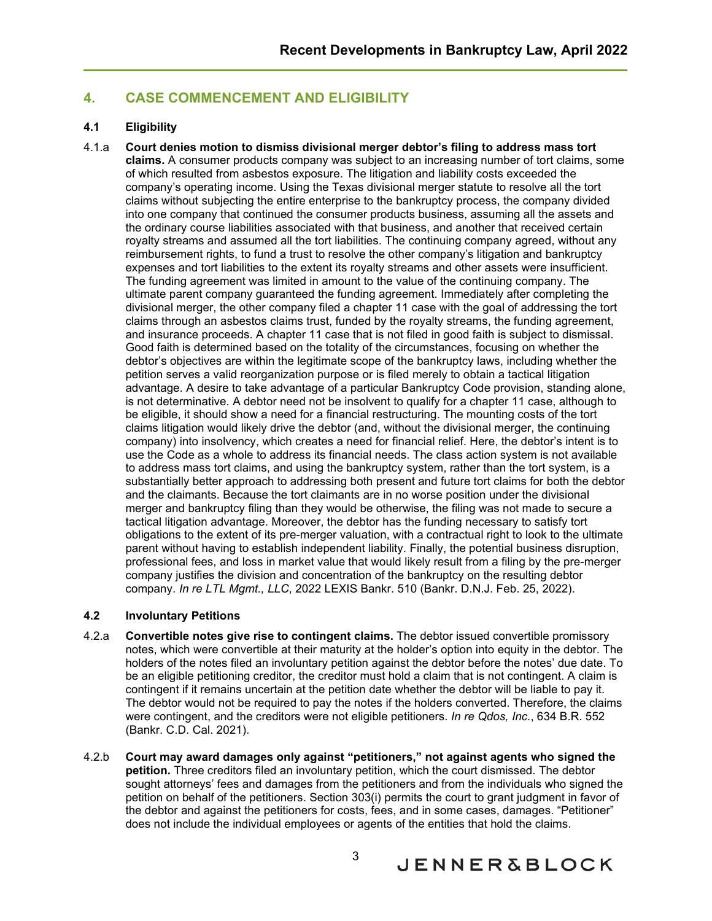## 4. CASE COMMENCEMENT AND ELIGIBILITY

### 4.1 Eligibility

4.1.a **Court denies motion to dismiss divisional merger debtor's filing to address mass tort claims.** A consumer products company was subject to an increasing number of tort claims, some of which resulted from asbestos exposure. The litigation and liability costs exceeded the company's operating income. Using the Texas divisional merger statute to resolve all the tort claims without subjecting the entire enterprise to the bankruptcy process, the company divided into one company that continued the consumer products business, assuming all the assets and the ordinary course liabilities associated with that business, and another that received certain royalty streams and assumed all the tort liabilities. The continuing company agreed, without any reimbursement rights, to fund a trust to resolve the other company's litigation and bankruptcy expenses and tort liabilities to the extent its royalty streams and other assets were insufficient. The funding agreement was limited in amount to the value of the continuing company. The ultimate parent company guaranteed the funding agreement. Immediately after completing the divisional merger, the other company filed a chapter 11 case with the goal of addressing the tort claims through an asbestos claims trust, funded by the royalty streams, the funding agreement, and insurance proceeds. A chapter 11 case that is not filed in good faith is subject to dismissal. Good faith is determined based on the totality of the circumstances, focusing on whether the debtor's objectives are within the legitimate scope of the bankruptcy laws, including whether the petition serves a valid reorganization purpose or is filed merely to obtain a tactical litigation advantage. A desire to take advantage of a particular Bankruptcy Code provision, standing alone, is not determinative. A debtor need not be insolvent to qualify for a chapter 11 case, although to be eligible, it should show a need for a financial restructuring. The mounting costs of the tort claims litigation would likely drive the debtor (and, without the divisional merger, the continuing company) into insolvency, which creates a need for financial relief. Here, the debtor's intent is to use the Code as a whole to address its financial needs. The class action system is not available to address mass tort claims, and using the bankruptcy system, rather than the tort system, is a substantially better approach to addressing both present and future tort claims for both the debtor and the claimants. Because the tort claimants are in no worse position under the divisional merger and bankruptcy filing than they would be otherwise, the filing was not made to secure a tactical litigation advantage. Moreover, the debtor has the funding necessary to satisfy tort obligations to the extent of its pre-merger valuation, with a contractual right to look to the ultimate parent without having to establish independent liability. Finally, the potential business disruption, professional fees, and loss in market value that would likely result from a filing by the pre-merger company justifies the division and concentration of the bankruptcy on the resulting debtor company. *In re LTL Mgmt., LLC*, 2022 LEXIS Bankr. 510 (Bankr. D.N.J. Feb. 25, 2022).

### 4.2 Involuntary Petitions

4.2.a **Convertible notes give rise to contingent claims.** The debtor issued convertible promissory notes, which were convertible at their maturity at the holder's option into equity in the debtor. The holders of the notes filed an involuntary petition against the debtor before the notes' due date. To be an eligible petitioning creditor, the creditor must hold a claim that is not contingent. A claim is contingent if it remains uncertain at the petition date whether the debtor will be liable to pay it. The debtor would not be required to pay the notes if the holders converted. Therefore, the claims were contingent, and the creditors were not eligible petitioners. *In re Qdos, Inc.*, 634 B.R. 552 (Bankr. C.D. Cal. 2021).

4.2.b **Court may award damages only against "petitioners," not against agents who signed the petition.** Three creditors filed an involuntary petition, which the court dismissed. The debtor sought attorneys' fees and damages from the petitioners and from the individuals who signed the petition on behalf of the petitioners. Section 303(i) permits the court to grant judgment in favor of the debtor and against the petitioners for costs, fees, and in some cases, damages. "Petitioner" does not include the individual employees or agents of the entities that hold the claims.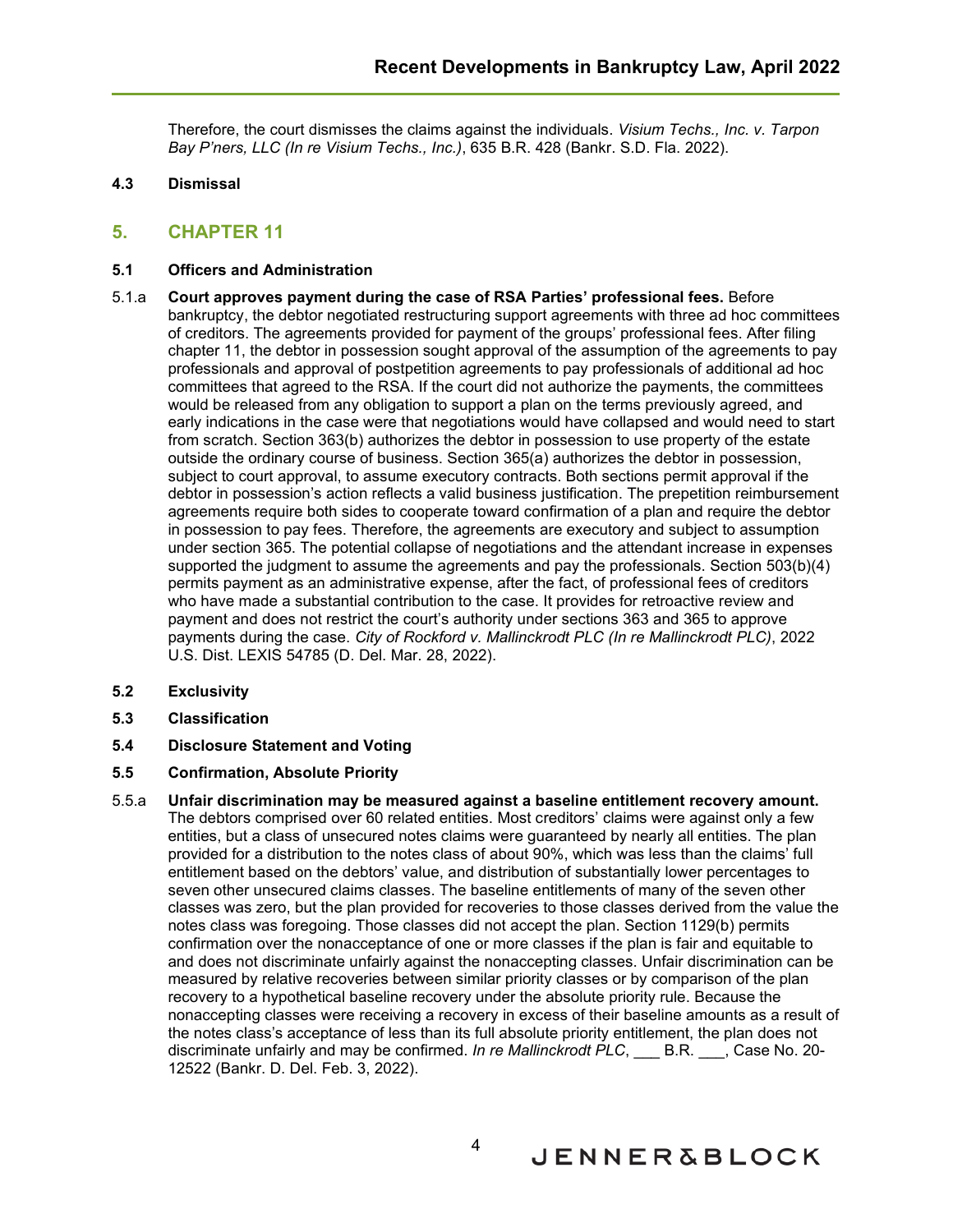Therefore, the court dismisses the claims against the individuals. *Visium Techs., Inc. v. Tarpon Bay P'ners, LLC (In re Visium Techs., Inc.)*, 635 B.R. 428 (Bankr. S.D. Fla. 2022).

**4.3 Dismissal**

## 5. CHAPTER 11

**5.1 Officers and Administration**

5.1.a **Court approves payment during the case of RSA Parties' professional fees.** Before bankruptcy, the debtor negotiated restructuring support agreements with three ad hoc committees of creditors. The agreements provided for payment of the groups' professional fees. After filing chapter 11, the debtor in possession sought approval of the assumption of the agreements to pay professionals and approval of postpetition agreements to pay professionals of additional ad hoc committees that agreed to the RSA. If the court did not authorize the payments, the committees would be released from any obligation to support a plan on the terms previously agreed, and early indications in the case were that negotiations would have collapsed and would need to start from scratch. Section 363(b) authorizes the debtor in possession to use property of the estate outside the ordinary course of business. Section 365(a) authorizes the debtor in possession, subject to court approval, to assume executory contracts. Both sections permit approval if the debtor in possession's action reflects a valid business justification. The prepetition reimbursement agreements require both sides to cooperate toward confirmation of a plan and require the debtor in possession to pay fees. Therefore, the agreements are executory and subject to assumption under section 365. The potential collapse of negotiations and the attendant increase in expenses supported the judgment to assume the agreements and pay the professionals. Section 503(b)(4) permits payment as an administrative expense, after the fact, of professional fees of creditors who have made a substantial contribution to the case. It provides for retroactive review and payment and does not restrict the court's authority under sections 363 and 365 to approve payments during the case. *City of Rockford v. Mallinckrodt PLC (In re Mallinckrodt PLC)*, 2022 U.S. Dist. LEXIS 54785 (D. Del. Mar. 28, 2022).

**5.2 Exclusivity**

**5.3 Classification**

**5.4 Disclosure Statement and Voting**

**5.5 Confirmation, Absolute Priority**

5.5.a **Unfair discrimination may be measured against a baseline entitlement recovery amount.** The debtors comprised over 60 related entities. Most creditors' claims were against only a few entities, but a class of unsecured notes claims were guaranteed by nearly all entities. The plan provided for a distribution to the notes class of about 90%, which was less than the claims' full entitlement based on the debtors' value, and distribution of substantially lower percentages to seven other unsecured claims classes. The baseline entitlements of many of the seven other classes was zero, but the plan provided for recoveries to those classes derived from the value the notes class was foregoing. Those classes did not accept the plan. Section 1129(b) permits confirmation over the nonacceptance of one or more classes if the plan is fair and equitable to and does not discriminate unfairly against the nonaccepting classes. Unfair discrimination can be measured by relative recoveries between similar priority classes or by comparison of the plan recovery to a hypothetical baseline recovery under the absolute priority rule. Because the nonaccepting classes were receiving a recovery in excess of their baseline amounts as a result of the notes class's acceptance of less than its full absolute priority entitlement, the plan does not discriminate unfairly and may be confirmed. *In re Mallinckrodt PLC*, ___ B.R. ___, Case No. 20-12522 (Bankr. D. Del. Feb. 3, 2022).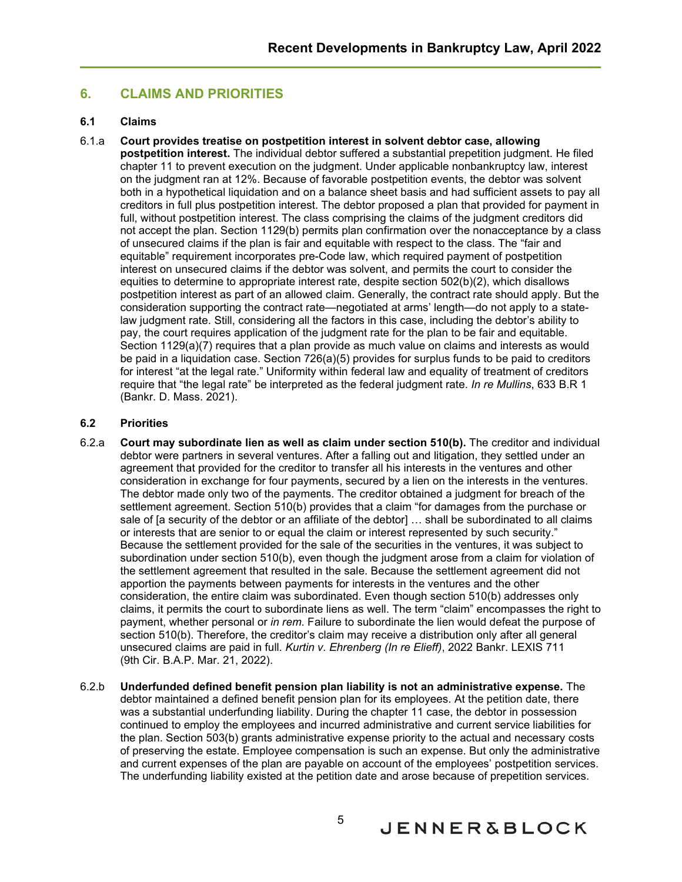## 6. CLAIMS AND PRIORITIES

### 6.1 Claims

6.1.a **Court provides treatise on postpetition interest in solvent debtor case, allowing postpetition interest.** The individual debtor suffered a substantial prepetition judgment. He filed chapter 11 to prevent execution on the judgment. Under applicable nonbankruptcy law, interest on the judgment ran at 12%. Because of favorable postpetition events, the debtor was solvent both in a hypothetical liquidation and on a balance sheet basis and had sufficient assets to pay all creditors in full plus postpetition interest. The debtor proposed a plan that provided for payment in full, without postpetition interest. The class comprising the claims of the judgment creditors did not accept the plan. Section 1129(b) permits plan confirmation over the nonacceptance by a class of unsecured claims if the plan is fair and equitable with respect to the class. The "fair and equitable" requirement incorporates pre-Code law, which required payment of postpetition interest on unsecured claims if the debtor was solvent, and permits the court to consider the equities to determine to appropriate interest rate, despite section 502(b)(2), which disallows postpetition interest as part of an allowed claim. Generally, the contract rate should apply. But the consideration supporting the contract rate—negotiated at arms' length—do not apply to a state-law judgment rate. Still, considering all the factors in this case, including the debtor's ability to pay, the court requires application of the judgment rate for the plan to be fair and equitable. Section 1129(a)(7) requires that a plan provide as much value on claims and interests as would be paid in a liquidation case. Section 726(a)(5) provides for surplus funds to be paid to creditors for interest "at the legal rate." Uniformity within federal law and equality of treatment of creditors require that "the legal rate" be interpreted as the federal judgment rate. *In re Mullins*, 633 B.R 1 (Bankr. D. Mass. 2021).

### 6.2 Priorities

6.2.a **Court may subordinate lien as well as claim under section 510(b).** The creditor and individual debtor were partners in several ventures. After a falling out and litigation, they settled under an agreement that provided for the creditor to transfer all his interests in the ventures and other consideration in exchange for four payments, secured by a lien on the interests in the ventures. The debtor made only two of the payments. The creditor obtained a judgment for breach of the settlement agreement. Section 510(b) provides that a claim "for damages from the purchase or sale of [a security of the debtor or an affiliate of the debtor] … shall be subordinated to all claims or interests that are senior to or equal the claim or interest represented by such security." Because the settlement provided for the sale of the securities in the ventures, it was subject to subordination under section 510(b), even though the judgment arose from a claim for violation of the settlement agreement that resulted in the sale. Because the settlement agreement did not apportion the payments between payments for interests in the ventures and the other consideration, the entire claim was subordinated. Even though section 510(b) addresses only claims, it permits the court to subordinate liens as well. The term "claim" encompasses the right to payment, whether personal or *in rem*. Failure to subordinate the lien would defeat the purpose of section 510(b). Therefore, the creditor's claim may receive a distribution only after all general unsecured claims are paid in full. *Kurtin v. Ehrenberg (In re Elieff)*, 2022 Bankr. LEXIS 711 (9th Cir. B.A.P. Mar. 21, 2022).

6.2.b **Underfunded defined benefit pension plan liability is not an administrative expense.** The debtor maintained a defined benefit pension plan for its employees. At the petition date, there was a substantial underfunding liability. During the chapter 11 case, the debtor in possession continued to employ the employees and incurred administrative and current service liabilities for the plan. Section 503(b) grants administrative expense priority to the actual and necessary costs of preserving the estate. Employee compensation is such an expense. But only the administrative and current expenses of the plan are payable on account of the employees' postpetition services. The underfunding liability existed at the petition date and arose because of prepetition services.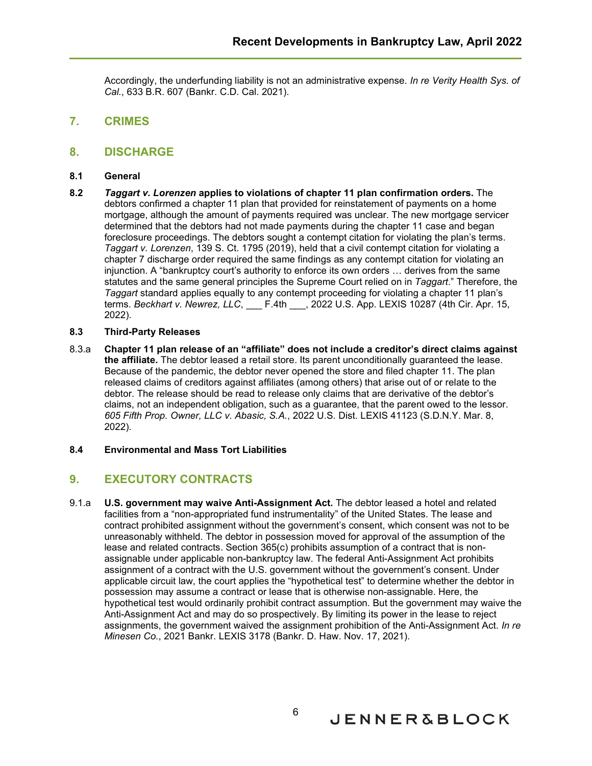Accordingly, the underfunding liability is not an administrative expense. *In re Verity Health Sys. of Cal.*, 633 B.R. 607 (Bankr. C.D. Cal. 2021).

## 7. CRIMES

## 8. DISCHARGE

### 8.1 General

**8.2** ***Taggart v. Lorenzen*** **applies to violations of chapter 11 plan confirmation orders.** The debtors confirmed a chapter 11 plan that provided for reinstatement of payments on a home mortgage, although the amount of payments required was unclear. The new mortgage servicer determined that the debtors had not made payments during the chapter 11 case and began foreclosure proceedings. The debtors sought a contempt citation for violating the plan's terms. *Taggart v. Lorenzen*, 139 S. Ct. 1795 (2019), held that a civil contempt citation for violating a chapter 7 discharge order required the same findings as any contempt citation for violating an injunction. A "bankruptcy court's authority to enforce its own orders … derives from the same statutes and the same general principles the Supreme Court relied on in *Taggart*." Therefore, the *Taggart* standard applies equally to any contempt proceeding for violating a chapter 11 plan's terms. *Beckhart v. Newrez, LLC*, ___ F.4th ___, 2022 U.S. App. LEXIS 10287 (4th Cir. Apr. 15, 2022).

### 8.3 Third-Party Releases

8.3.a **Chapter 11 plan release of an "affiliate" does not include a creditor's direct claims against the affiliate.** The debtor leased a retail store. Its parent unconditionally guaranteed the lease. Because of the pandemic, the debtor never opened the store and filed chapter 11. The plan released claims of creditors against affiliates (among others) that arise out of or relate to the debtor. The release should be read to release only claims that are derivative of the debtor's claims, not an independent obligation, such as a guarantee, that the parent owed to the lessor. *605 Fifth Prop. Owner, LLC v. Abasic, S.A.*, 2022 U.S. Dist. LEXIS 41123 (S.D.N.Y. Mar. 8, 2022).

### 8.4 Environmental and Mass Tort Liabilities

## 9. EXECUTORY CONTRACTS

9.1.a **U.S. government may waive Anti-Assignment Act.** The debtor leased a hotel and related facilities from a "non-appropriated fund instrumentality" of the United States. The lease and contract prohibited assignment without the government's consent, which consent was not to be unreasonably withheld. The debtor in possession moved for approval of the assumption of the lease and related contracts. Section 365(c) prohibits assumption of a contract that is non-assignable under applicable non-bankruptcy law. The federal Anti-Assignment Act prohibits assignment of a contract with the U.S. government without the government's consent. Under applicable circuit law, the court applies the "hypothetical test" to determine whether the debtor in possession may assume a contract or lease that is otherwise non-assignable. Here, the hypothetical test would ordinarily prohibit contract assumption. But the government may waive the Anti-Assignment Act and may do so prospectively. By limiting its power in the lease to reject assignments, the government waived the assignment prohibition of the Anti-Assignment Act. *In re Minesen Co.*, 2021 Bankr. LEXIS 3178 (Bankr. D. Haw. Nov. 17, 2021).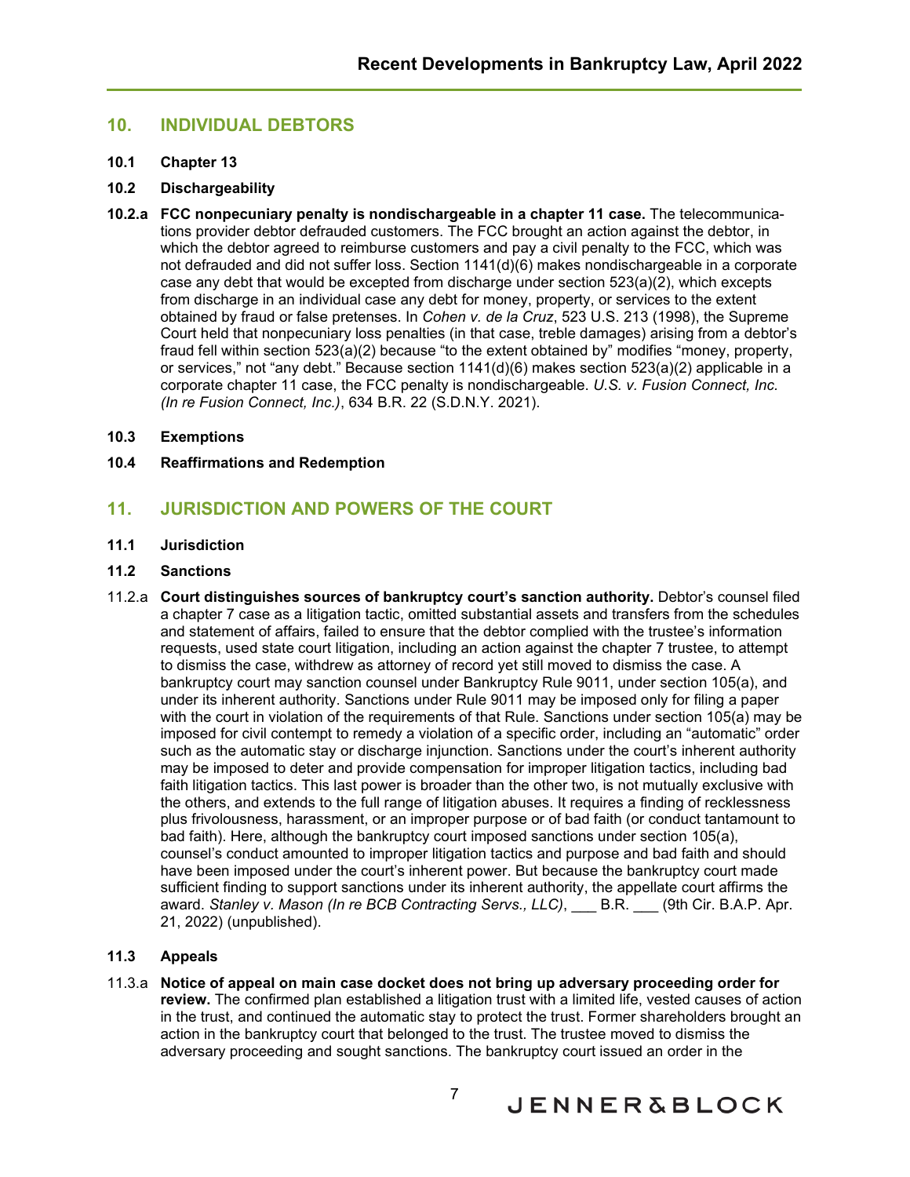## 10. INDIVIDUAL DEBTORS

### 10.1 Chapter 13

### 10.2 Dischargeability

**10.2.a FCC nonpecuniary penalty is nondischargeable in a chapter 11 case.** The telecommunications provider debtor defrauded customers. The FCC brought an action against the debtor, in which the debtor agreed to reimburse customers and pay a civil penalty to the FCC, which was not defrauded and did not suffer loss. Section 1141(d)(6) makes nondischargeable in a corporate case any debt that would be excepted from discharge under section 523(a)(2), which excepts from discharge in an individual case any debt for money, property, or services to the extent obtained by fraud or false pretenses. In *Cohen v. de la Cruz*, 523 U.S. 213 (1998), the Supreme Court held that nonpecuniary loss penalties (in that case, treble damages) arising from a debtor's fraud fell within section 523(a)(2) because "to the extent obtained by" modifies "money, property, or services," not "any debt." Because section 1141(d)(6) makes section 523(a)(2) applicable in a corporate chapter 11 case, the FCC penalty is nondischargeable. *U.S. v. Fusion Connect, Inc. (In re Fusion Connect, Inc.)*, 634 B.R. 22 (S.D.N.Y. 2021).

### 10.3 Exemptions

### 10.4 Reaffirmations and Redemption

## 11. JURISDICTION AND POWERS OF THE COURT

### 11.1 Jurisdiction

### 11.2 Sanctions

11.2.a **Court distinguishes sources of bankruptcy court's sanction authority.** Debtor's counsel filed a chapter 7 case as a litigation tactic, omitted substantial assets and transfers from the schedules and statement of affairs, failed to ensure that the debtor complied with the trustee's information requests, used state court litigation, including an action against the chapter 7 trustee, to attempt to dismiss the case, withdrew as attorney of record yet still moved to dismiss the case. A bankruptcy court may sanction counsel under Bankruptcy Rule 9011, under section 105(a), and under its inherent authority. Sanctions under Rule 9011 may be imposed only for filing a paper with the court in violation of the requirements of that Rule. Sanctions under section 105(a) may be imposed for civil contempt to remedy a violation of a specific order, including an "automatic" order such as the automatic stay or discharge injunction. Sanctions under the court's inherent authority may be imposed to deter and provide compensation for improper litigation tactics, including bad faith litigation tactics. This last power is broader than the other two, is not mutually exclusive with the others, and extends to the full range of litigation abuses. It requires a finding of recklessness plus frivolousness, harassment, or an improper purpose or of bad faith (or conduct tantamount to bad faith). Here, although the bankruptcy court imposed sanctions under section 105(a), counsel's conduct amounted to improper litigation tactics and purpose and bad faith and should have been imposed under the court's inherent power. But because the bankruptcy court made sufficient finding to support sanctions under its inherent authority, the appellate court affirms the award. *Stanley v. Mason (In re BCB Contracting Servs., LLC)*, ___ B.R. ___ (9th Cir. B.A.P. Apr. 21, 2022) (unpublished).

### 11.3 Appeals

11.3.a **Notice of appeal on main case docket does not bring up adversary proceeding order for review.** The confirmed plan established a litigation trust with a limited life, vested causes of action in the trust, and continued the automatic stay to protect the trust. Former shareholders brought an action in the bankruptcy court that belonged to the trust. The trustee moved to dismiss the adversary proceeding and sought sanctions. The bankruptcy court issued an order in the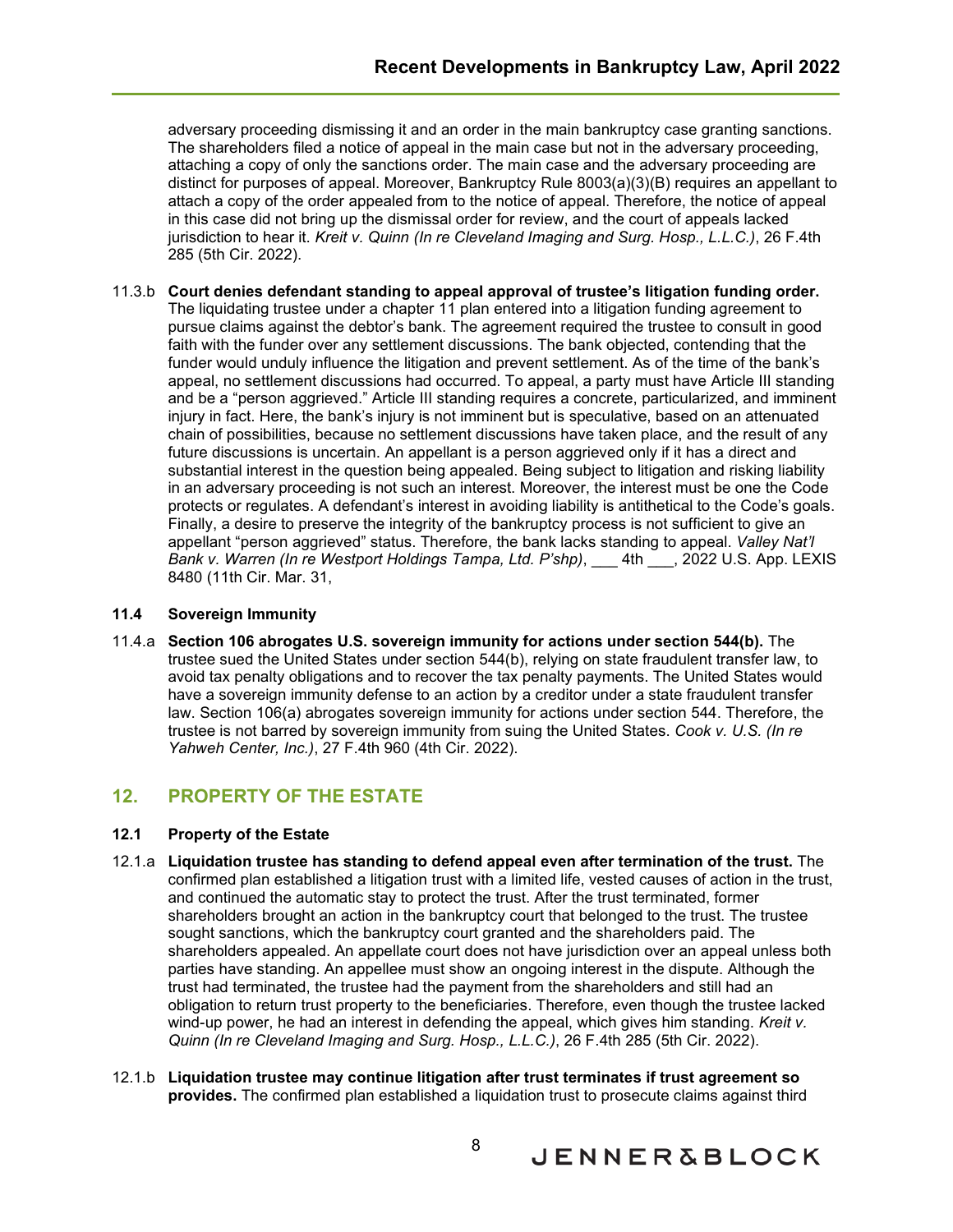adversary proceeding dismissing it and an order in the main bankruptcy case granting sanctions. The shareholders filed a notice of appeal in the main case but not in the adversary proceeding, attaching a copy of only the sanctions order. The main case and the adversary proceeding are distinct for purposes of appeal. Moreover, Bankruptcy Rule 8003(a)(3)(B) requires an appellant to attach a copy of the order appealed from to the notice of appeal. Therefore, the notice of appeal in this case did not bring up the dismissal order for review, and the court of appeals lacked jurisdiction to hear it. *Kreit v. Quinn (In re Cleveland Imaging and Surg. Hosp., L.L.C.)*, 26 F.4th 285 (5th Cir. 2022).

11.3.b **Court denies defendant standing to appeal approval of trustee's litigation funding order.** The liquidating trustee under a chapter 11 plan entered into a litigation funding agreement to pursue claims against the debtor's bank. The agreement required the trustee to consult in good faith with the funder over any settlement discussions. The bank objected, contending that the funder would unduly influence the litigation and prevent settlement. As of the time of the bank's appeal, no settlement discussions had occurred. To appeal, a party must have Article III standing and be a "person aggrieved." Article III standing requires a concrete, particularized, and imminent injury in fact. Here, the bank's injury is not imminent but is speculative, based on an attenuated chain of possibilities, because no settlement discussions have taken place, and the result of any future discussions is uncertain. An appellant is a person aggrieved only if it has a direct and substantial interest in the question being appealed. Being subject to litigation and risking liability in an adversary proceeding is not such an interest. Moreover, the interest must be one the Code protects or regulates. A defendant's interest in avoiding liability is antithetical to the Code's goals. Finally, a desire to preserve the integrity of the bankruptcy process is not sufficient to give an appellant "person aggrieved" status. Therefore, the bank lacks standing to appeal. *Valley Nat'l Bank v. Warren (In re Westport Holdings Tampa, Ltd. P'shp)*, ___ 4th ___, 2022 U.S. App. LEXIS 8480 (11th Cir. Mar. 31,

### 11.4 Sovereign Immunity

11.4.a **Section 106 abrogates U.S. sovereign immunity for actions under section 544(b).** The trustee sued the United States under section 544(b), relying on state fraudulent transfer law, to avoid tax penalty obligations and to recover the tax penalty payments. The United States would have a sovereign immunity defense to an action by a creditor under a state fraudulent transfer law. Section 106(a) abrogates sovereign immunity for actions under section 544. Therefore, the trustee is not barred by sovereign immunity from suing the United States. *Cook v. U.S. (In re Yahweh Center, Inc.)*, 27 F.4th 960 (4th Cir. 2022).

## 12. PROPERTY OF THE ESTATE

### 12.1 Property of the Estate

12.1.a **Liquidation trustee has standing to defend appeal even after termination of the trust.** The confirmed plan established a litigation trust with a limited life, vested causes of action in the trust, and continued the automatic stay to protect the trust. After the trust terminated, former shareholders brought an action in the bankruptcy court that belonged to the trust. The trustee sought sanctions, which the bankruptcy court granted and the shareholders paid. The shareholders appealed. An appellate court does not have jurisdiction over an appeal unless both parties have standing. An appellee must show an ongoing interest in the dispute. Although the trust had terminated, the trustee had the payment from the shareholders and still had an obligation to return trust property to the beneficiaries. Therefore, even though the trustee lacked wind-up power, he had an interest in defending the appeal, which gives him standing. *Kreit v. Quinn (In re Cleveland Imaging and Surg. Hosp., L.L.C.)*, 26 F.4th 285 (5th Cir. 2022).

12.1.b **Liquidation trustee may continue litigation after trust terminates if trust agreement so provides.** The confirmed plan established a liquidation trust to prosecute claims against third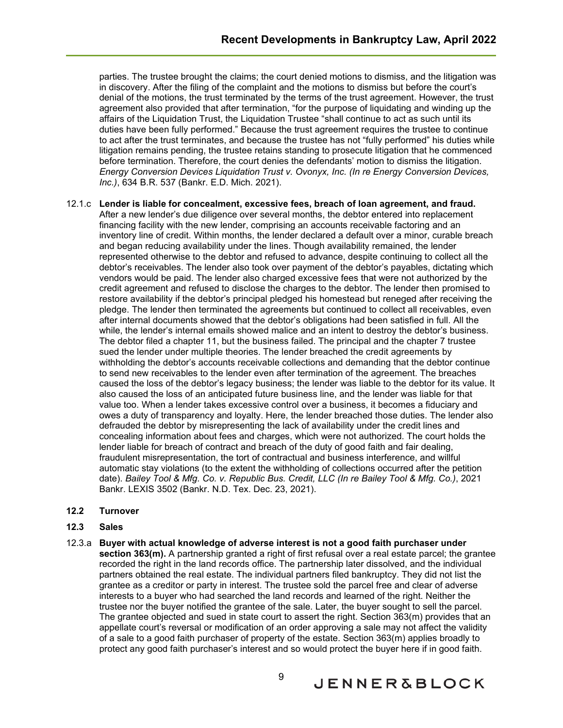parties. The trustee brought the claims; the court denied motions to dismiss, and the litigation was in discovery. After the filing of the complaint and the motions to dismiss but before the court's denial of the motions, the trust terminated by the terms of the trust agreement. However, the trust agreement also provided that after termination, "for the purpose of liquidating and winding up the affairs of the Liquidation Trust, the Liquidation Trustee "shall continue to act as such until its duties have been fully performed." Because the trust agreement requires the trustee to continue to act after the trust terminates, and because the trustee has not "fully performed" his duties while litigation remains pending, the trustee retains standing to prosecute litigation that he commenced before termination. Therefore, the court denies the defendants' motion to dismiss the litigation. *Energy Conversion Devices Liquidation Trust v. Ovonyx, Inc. (In re Energy Conversion Devices, Inc.)*, 634 B.R. 537 (Bankr. E.D. Mich. 2021).

12.1.c **Lender is liable for concealment, excessive fees, breach of loan agreement, and fraud.** After a new lender's due diligence over several months, the debtor entered into replacement financing facility with the new lender, comprising an accounts receivable factoring and an inventory line of credit. Within months, the lender declared a default over a minor, curable breach and began reducing availability under the lines. Though availability remained, the lender represented otherwise to the debtor and refused to advance, despite continuing to collect all the debtor's receivables. The lender also took over payment of the debtor's payables, dictating which vendors would be paid. The lender also charged excessive fees that were not authorized by the credit agreement and refused to disclose the charges to the debtor. The lender then promised to restore availability if the debtor's principal pledged his homestead but reneged after receiving the pledge. The lender then terminated the agreements but continued to collect all receivables, even after internal documents showed that the debtor's obligations had been satisfied in full. All the while, the lender's internal emails showed malice and an intent to destroy the debtor's business. The debtor filed a chapter 11, but the business failed. The principal and the chapter 7 trustee sued the lender under multiple theories. The lender breached the credit agreements by withholding the debtor's accounts receivable collections and demanding that the debtor continue to send new receivables to the lender even after termination of the agreement. The breaches caused the loss of the debtor's legacy business; the lender was liable to the debtor for its value. It also caused the loss of an anticipated future business line, and the lender was liable for that value too. When a lender takes excessive control over a business, it becomes a fiduciary and owes a duty of transparency and loyalty. Here, the lender breached those duties. The lender also defrauded the debtor by misrepresenting the lack of availability under the credit lines and concealing information about fees and charges, which were not authorized. The court holds the lender liable for breach of contract and breach of the duty of good faith and fair dealing, fraudulent misrepresentation, the tort of contractual and business interference, and willful automatic stay violations (to the extent the withholding of collections occurred after the petition date). *Bailey Tool & Mfg. Co. v. Republic Bus. Credit, LLC (In re Bailey Tool & Mfg. Co.)*, 2021 Bankr. LEXIS 3502 (Bankr. N.D. Tex. Dec. 23, 2021).

**12.2 Turnover**

**12.3 Sales**

12.3.a **Buyer with actual knowledge of adverse interest is not a good faith purchaser under section 363(m).** A partnership granted a right of first refusal over a real estate parcel; the grantee recorded the right in the land records office. The partnership later dissolved, and the individual partners obtained the real estate. The individual partners filed bankruptcy. They did not list the grantee as a creditor or party in interest. The trustee sold the parcel free and clear of adverse interests to a buyer who had searched the land records and learned of the right. Neither the trustee nor the buyer notified the grantee of the sale. Later, the buyer sought to sell the parcel. The grantee objected and sued in state court to assert the right. Section 363(m) provides that an appellate court's reversal or modification of an order approving a sale may not affect the validity of a sale to a good faith purchaser of property of the estate. Section 363(m) applies broadly to protect any good faith purchaser's interest and so would protect the buyer here if in good faith.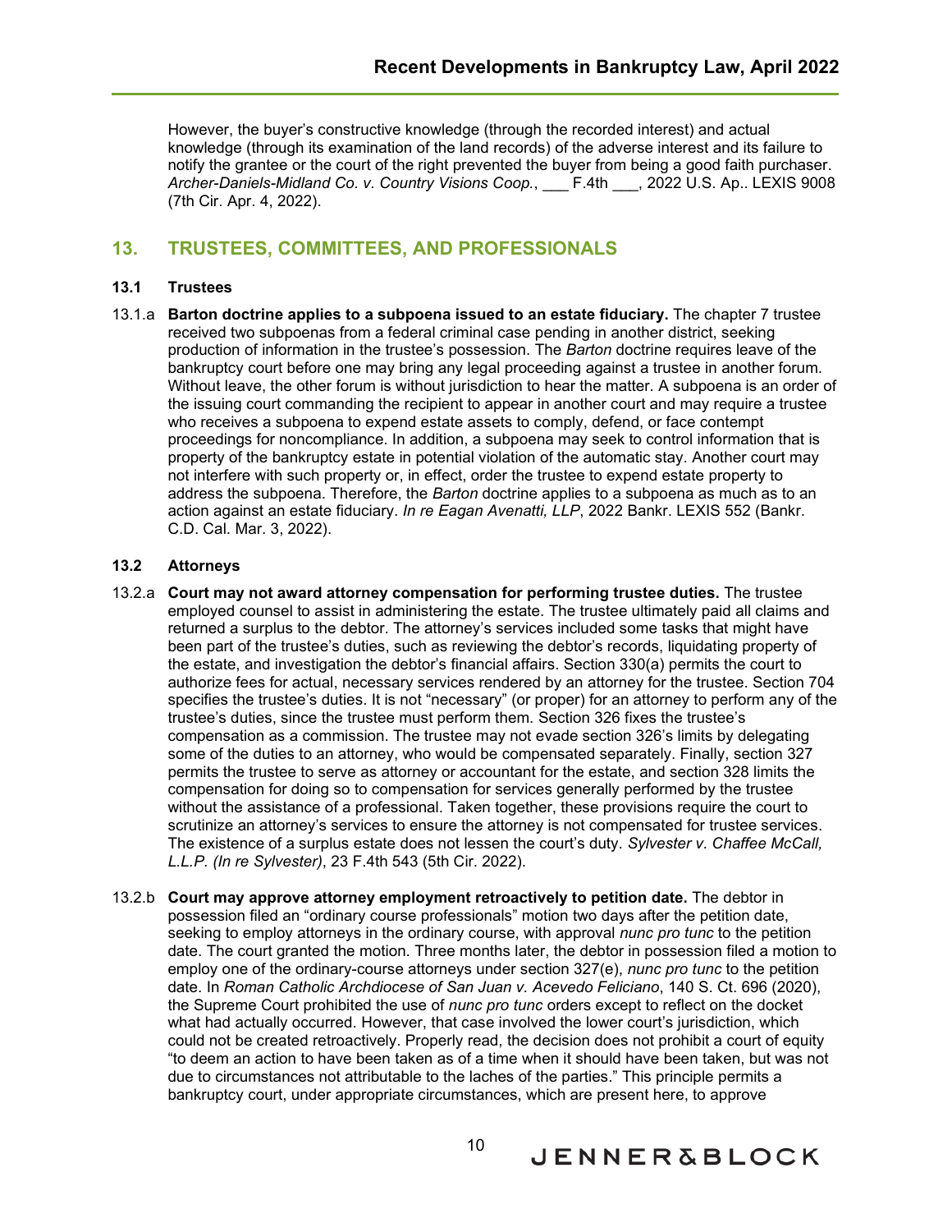However, the buyer's constructive knowledge (through the recorded interest) and actual knowledge (through its examination of the land records) of the adverse interest and its failure to notify the grantee or the court of the right prevented the buyer from being a good faith purchaser. *Archer-Daniels-Midland Co. v. Country Visions Coop.*, ___ F.4th ___, 2022 U.S. Ap.. LEXIS 9008 (7th Cir. Apr. 4, 2022).

## 13. TRUSTEES, COMMITTEES, AND PROFESSIONALS

### 13.1 Trustees

13.1.a **Barton doctrine applies to a subpoena issued to an estate fiduciary.** The chapter 7 trustee received two subpoenas from a federal criminal case pending in another district, seeking production of information in the trustee's possession. The *Barton* doctrine requires leave of the bankruptcy court before one may bring any legal proceeding against a trustee in another forum. Without leave, the other forum is without jurisdiction to hear the matter. A subpoena is an order of the issuing court commanding the recipient to appear in another court and may require a trustee who receives a subpoena to expend estate assets to comply, defend, or face contempt proceedings for noncompliance. In addition, a subpoena may seek to control information that is property of the bankruptcy estate in potential violation of the automatic stay. Another court may not interfere with such property or, in effect, order the trustee to expend estate property to address the subpoena. Therefore, the *Barton* doctrine applies to a subpoena as much as to an action against an estate fiduciary. *In re Eagan Avenatti, LLP*, 2022 Bankr. LEXIS 552 (Bankr. C.D. Cal. Mar. 3, 2022).

### 13.2 Attorneys

13.2.a **Court may not award attorney compensation for performing trustee duties.** The trustee employed counsel to assist in administering the estate. The trustee ultimately paid all claims and returned a surplus to the debtor. The attorney's services included some tasks that might have been part of the trustee's duties, such as reviewing the debtor's records, liquidating property of the estate, and investigation the debtor's financial affairs. Section 330(a) permits the court to authorize fees for actual, necessary services rendered by an attorney for the trustee. Section 704 specifies the trustee's duties. It is not "necessary" (or proper) for an attorney to perform any of the trustee's duties, since the trustee must perform them. Section 326 fixes the trustee's compensation as a commission. The trustee may not evade section 326's limits by delegating some of the duties to an attorney, who would be compensated separately. Finally, section 327 permits the trustee to serve as attorney or accountant for the estate, and section 328 limits the compensation for doing so to compensation for services generally performed by the trustee without the assistance of a professional. Taken together, these provisions require the court to scrutinize an attorney's services to ensure the attorney is not compensated for trustee services. The existence of a surplus estate does not lessen the court's duty. *Sylvester v. Chaffee McCall, L.L.P. (In re Sylvester)*, 23 F.4th 543 (5th Cir. 2022).

13.2.b **Court may approve attorney employment retroactively to petition date.** The debtor in possession filed an "ordinary course professionals" motion two days after the petition date, seeking to employ attorneys in the ordinary course, with approval *nunc pro tunc* to the petition date. The court granted the motion. Three months later, the debtor in possession filed a motion to employ one of the ordinary-course attorneys under section 327(e), *nunc pro tunc* to the petition date. In *Roman Catholic Archdiocese of San Juan v. Acevedo Feliciano*, 140 S. Ct. 696 (2020), the Supreme Court prohibited the use of *nunc pro tunc* orders except to reflect on the docket what had actually occurred. However, that case involved the lower court's jurisdiction, which could not be created retroactively. Properly read, the decision does not prohibit a court of equity "to deem an action to have been taken as of a time when it should have been taken, but was not due to circumstances not attributable to the laches of the parties." This principle permits a bankruptcy court, under appropriate circumstances, which are present here, to approve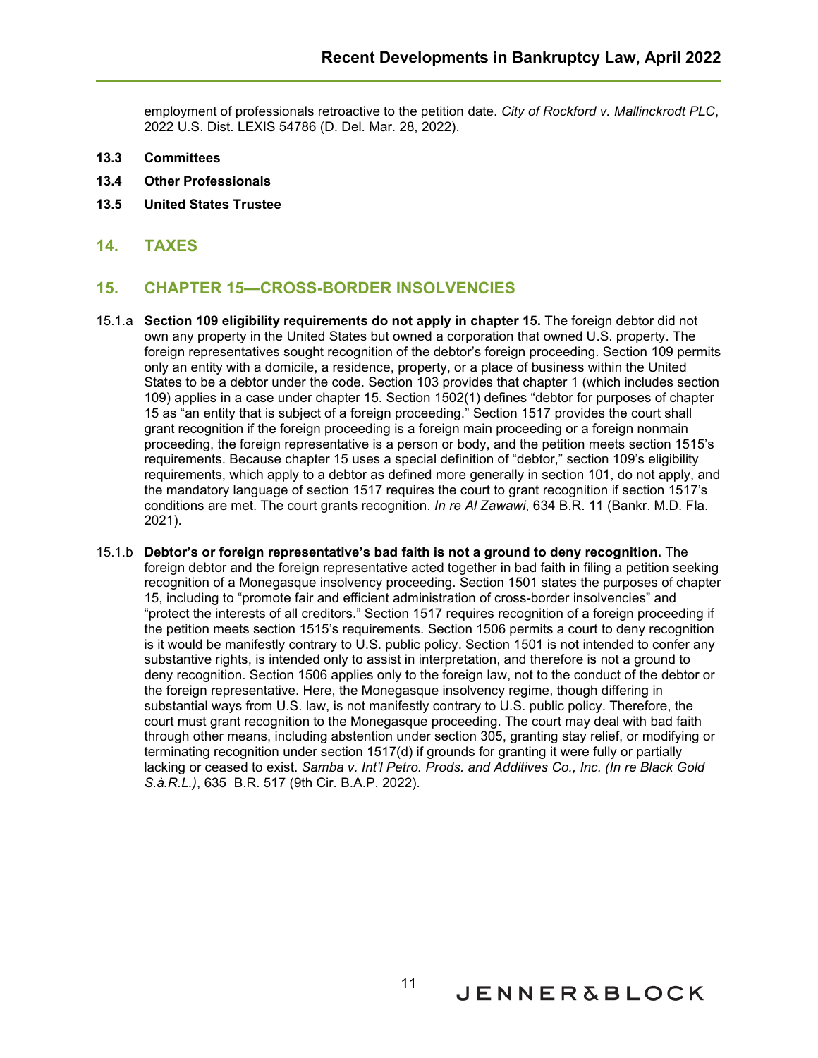employment of professionals retroactive to the petition date. *City of Rockford v. Mallinckrodt PLC*, 2022 U.S. Dist. LEXIS 54786 (D. Del. Mar. 28, 2022).

**13.3 Committees**

**13.4 Other Professionals**

**13.5 United States Trustee**

## 14. TAXES

## 15. CHAPTER 15—CROSS-BORDER INSOLVENCIES

15.1.a **Section 109 eligibility requirements do not apply in chapter 15.** The foreign debtor did not own any property in the United States but owned a corporation that owned U.S. property. The foreign representatives sought recognition of the debtor's foreign proceeding. Section 109 permits only an entity with a domicile, a residence, property, or a place of business within the United States to be a debtor under the code. Section 103 provides that chapter 1 (which includes section 109) applies in a case under chapter 15. Section 1502(1) defines "debtor for purposes of chapter 15 as "an entity that is subject of a foreign proceeding." Section 1517 provides the court shall grant recognition if the foreign proceeding is a foreign main proceeding or a foreign nonmain proceeding, the foreign representative is a person or body, and the petition meets section 1515's requirements. Because chapter 15 uses a special definition of "debtor," section 109's eligibility requirements, which apply to a debtor as defined more generally in section 101, do not apply, and the mandatory language of section 1517 requires the court to grant recognition if section 1517's conditions are met. The court grants recognition. *In re Al Zawawi*, 634 B.R. 11 (Bankr. M.D. Fla. 2021).

15.1.b **Debtor's or foreign representative's bad faith is not a ground to deny recognition.** The foreign debtor and the foreign representative acted together in bad faith in filing a petition seeking recognition of a Monegasque insolvency proceeding. Section 1501 states the purposes of chapter 15, including to "promote fair and efficient administration of cross-border insolvencies" and "protect the interests of all creditors." Section 1517 requires recognition of a foreign proceeding if the petition meets section 1515's requirements. Section 1506 permits a court to deny recognition is it would be manifestly contrary to U.S. public policy. Section 1501 is not intended to confer any substantive rights, is intended only to assist in interpretation, and therefore is not a ground to deny recognition. Section 1506 applies only to the foreign law, not to the conduct of the debtor or the foreign representative. Here, the Monegasque insolvency regime, though differing in substantial ways from U.S. law, is not manifestly contrary to U.S. public policy. Therefore, the court must grant recognition to the Monegasque proceeding. The court may deal with bad faith through other means, including abstention under section 305, granting stay relief, or modifying or terminating recognition under section 1517(d) if grounds for granting it were fully or partially lacking or ceased to exist. *Samba v. Int'l Petro. Prods. and Additives Co., Inc. (In re Black Gold S.à.R.L.)*, 635 B.R. 517 (9th Cir. B.A.P. 2022).